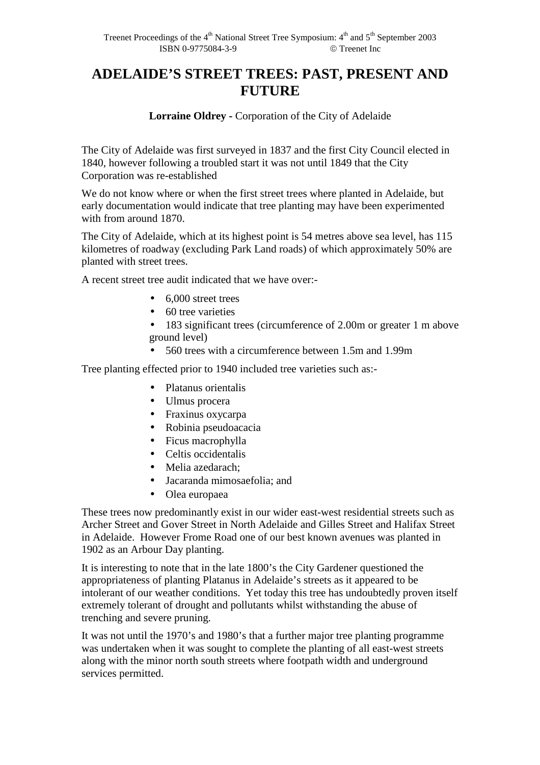# ADELAIDE'S STREET TREES: PAST, PRESENT AND FUTURE

**Lorraine Oldrey -** Corporation of the City of Adelaide

The City of Adelaide was first surveyed in 1837 and the first City Council elected in 1840, however following a troubled start it was not until 1849 that the City Corporation was re-established

We do not know where or when the first street trees where planted in Adelaide, but early documentation would indicate that tree planting may have been experimented with from around 1870.

The City of Adelaide, which at its highest point is 54 metres above sea level, has 115 kilometres of roadway (excluding Park Land roads) of which approximately 50% are planted with street trees.

A recent street tree audit indicated that we have over:-

- 6,000 street trees
- 60 tree varieties
- 183 significant trees (circumference of 2.00m or greater 1 m above ground level)
- 560 trees with a circumference between 1.5m and 1.99m

Tree planting effected prior to 1940 included tree varieties such as:-

- Platanus orientalis
- Ulmus procera
- Fraxinus oxycarpa
- Robinia pseudoacacia
- Ficus macrophylla
- Celtis occidentalis
- Melia azedarach;
- Jacaranda mimosaefolia; and
- Olea europaea

These trees now predominantly exist in our wider east-west residential streets such as Archer Street and Gover Street in North Adelaide and Gilles Street and Halifax Street in Adelaide. However Frome Road one of our best known avenues was planted in 1902 as an Arbour Day planting.

It is interesting to note that in the late 1800's the City Gardener questioned the appropriateness of planting Platanus in Adelaide's streets as it appeared to be intolerant of our weather conditions. Yet today this tree has undoubtedly proven itself extremely tolerant of drought and pollutants whilst withstanding the abuse of trenching and severe pruning.

It was not until the 1970's and 1980's that a further major tree planting programme was undertaken when it was sought to complete the planting of all east-west streets along with the minor north south streets where footpath width and underground services permitted.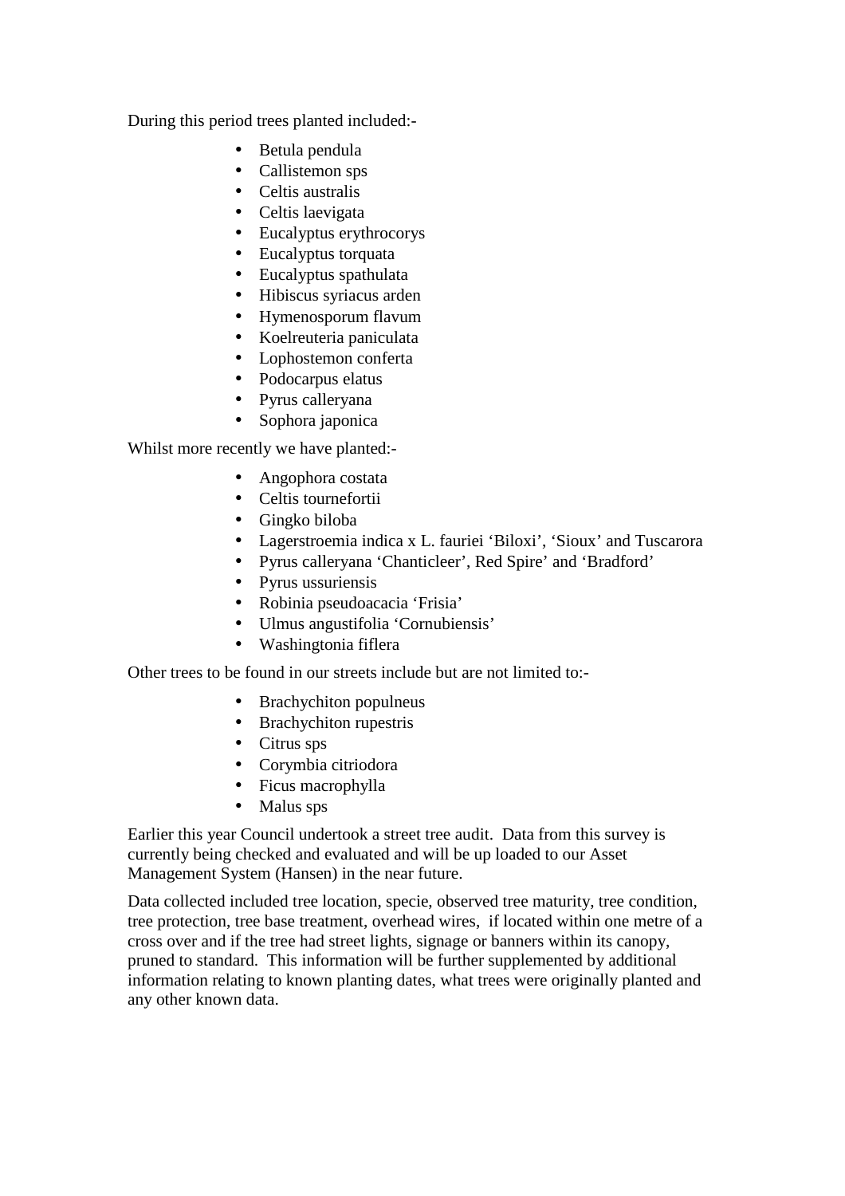During this period trees planted included:-

- Betula pendula
- Callistemon sps
- Celtis australis
- Celtis laevigata
- Eucalyptus erythrocorys
- Eucalyptus torquata
- Eucalyptus spathulata
- Hibiscus syriacus arden
- Hymenosporum flavum
- Koelreuteria paniculata
- Lophostemon conferta
- Podocarpus elatus
- Pyrus calleryana
- Sophora japonica

Whilst more recently we have planted:-

- Angophora costata
- Celtis tournefortii
- Gingko biloba
- Lagerstroemia indica x L. fauriei 'Biloxi', 'Sioux' and Tuscarora
- Pyrus calleryana 'Chanticleer', Red Spire' and 'Bradford'
- Pyrus ussuriensis
- Robinia pseudoacacia 'Frisia'
- Ulmus angustifolia 'Cornubiensis'
- Washingtonia fiflera

Other trees to be found in our streets include but are not limited to:-

- Brachychiton populneus
- Brachychiton rupestris
- Citrus sps
- Corymbia citriodora
- Ficus macrophylla
- Malus sps

Earlier this year Council undertook a street tree audit. Data from this survey is currently being checked and evaluated and will be up loaded to our Asset Management System (Hansen) in the near future.

Data collected included tree location, specie, observed tree maturity, tree condition, tree protection, tree base treatment, overhead wires, if located within one metre of a cross over and if the tree had street lights, signage or banners within its canopy, pruned to standard. This information will be further supplemented by additional information relating to known planting dates, what trees were originally planted and any other known data.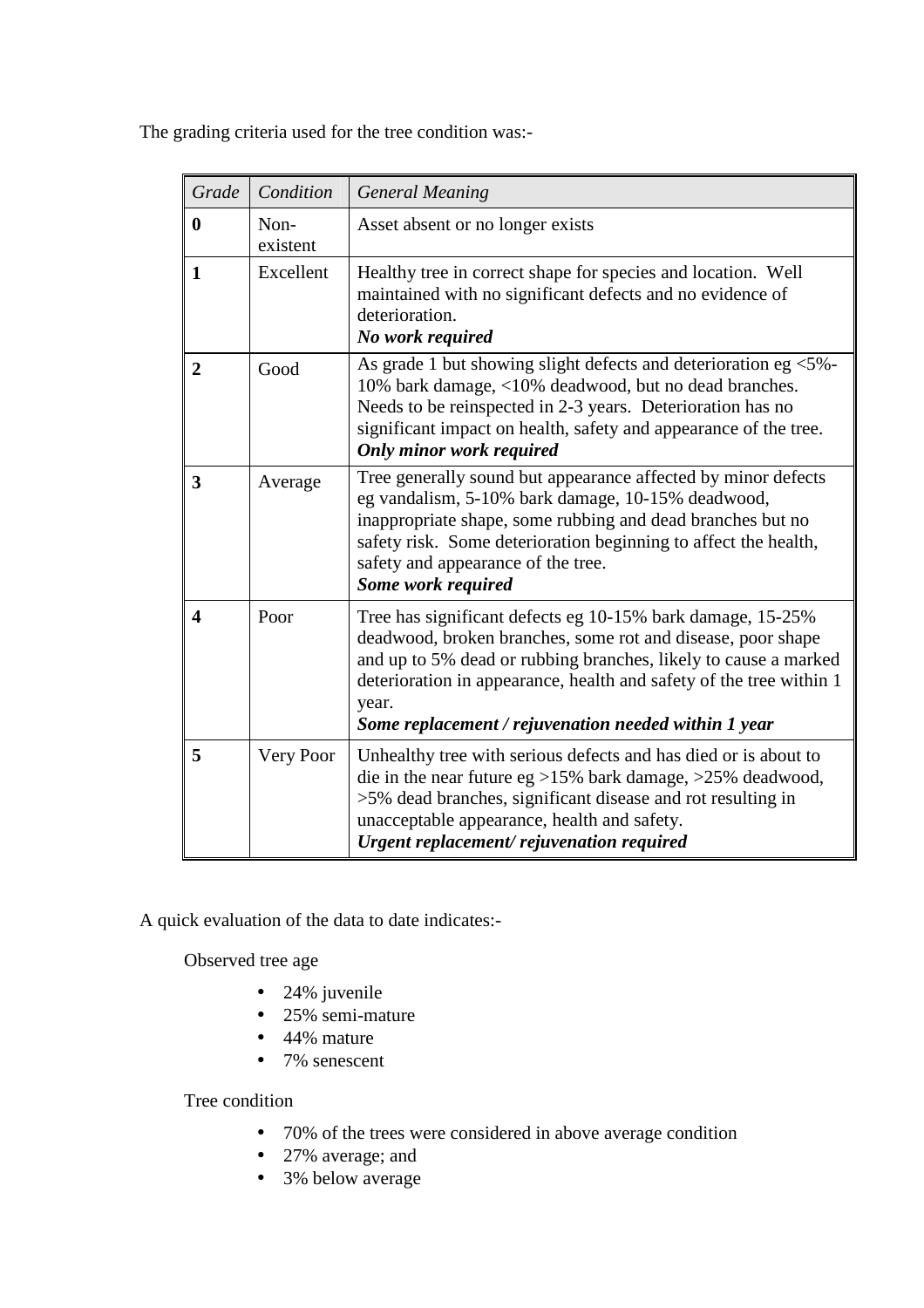The grading criteria used for the tree condition was:-

| *Grade* | *Condition* | *General Meaning* |
|---|---|---|
| **0** | Non-existent | Asset absent or no longer exists |
| **1** | Excellent | Healthy tree in correct shape for species and location. Well maintained with no significant defects and no evidence of deterioration.<br>***No work required*** |
| **2** | Good | As grade 1 but showing slight defects and deterioration eg <5%-10% bark damage, <10% deadwood, but no dead branches. Needs to be reinspected in 2-3 years. Deterioration has no significant impact on health, safety and appearance of the tree.<br>***Only minor work required*** |
| **3** | Average | Tree generally sound but appearance affected by minor defects eg vandalism, 5-10% bark damage, 10-15% deadwood, inappropriate shape, some rubbing and dead branches but no safety risk. Some deterioration beginning to affect the health, safety and appearance of the tree.<br>***Some work required*** |
| **4** | Poor | Tree has significant defects eg 10-15% bark damage, 15-25% deadwood, broken branches, some rot and disease, poor shape and up to 5% dead or rubbing branches, likely to cause a marked deterioration in appearance, health and safety of the tree within 1 year.<br>***Some replacement / rejuvenation needed within 1 year*** |
| **5** | Very Poor | Unhealthy tree with serious defects and has died or is about to die in the near future eg >15% bark damage, >25% deadwood, >5% dead branches, significant disease and rot resulting in unacceptable appearance, health and safety.<br>***Urgent replacement/ rejuvenation required*** |

A quick evaluation of the data to date indicates:-

Observed tree age

- 24% juvenile
- 25% semi-mature
- 44% mature
- 7% senescent

Tree condition

- 70% of the trees were considered in above average condition
- 27% average; and
- 3% below average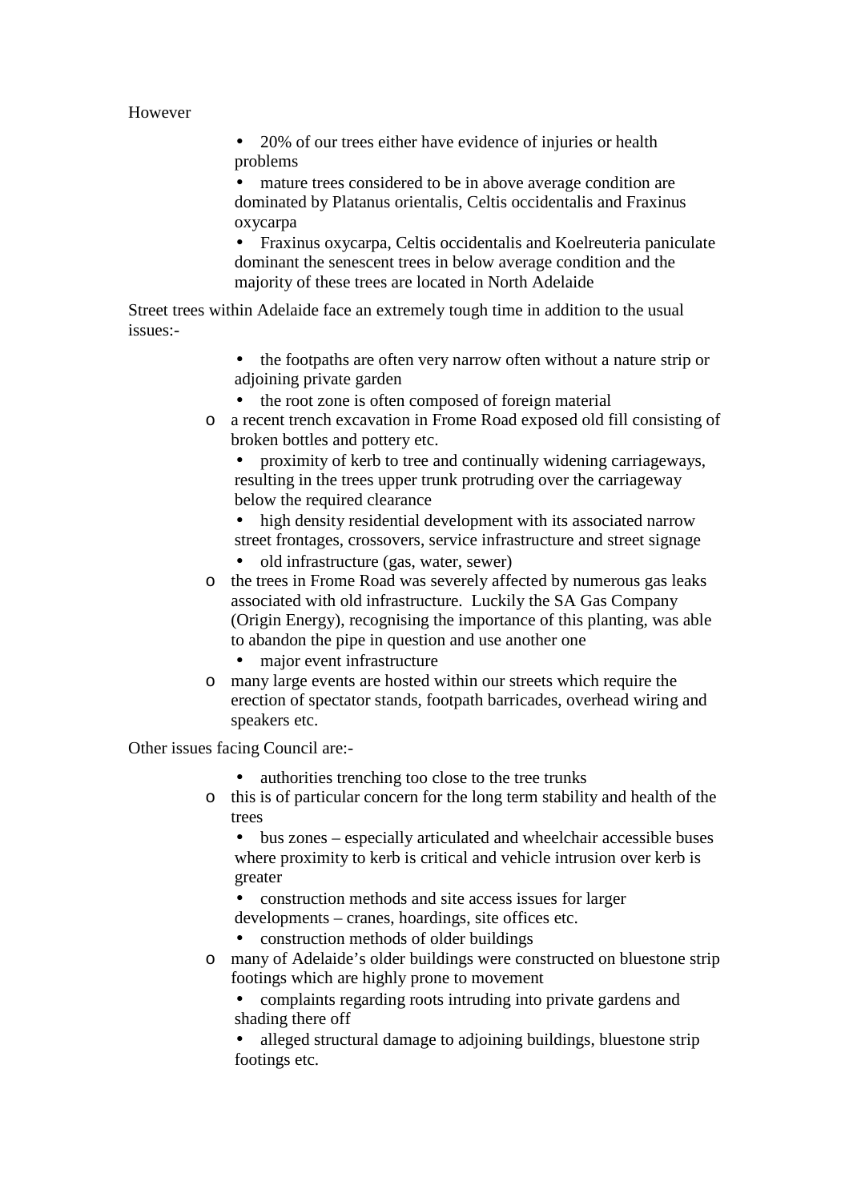However

- 20% of our trees either have evidence of injuries or health problems
- mature trees considered to be in above average condition are dominated by Platanus orientalis, Celtis occidentalis and Fraxinus oxycarpa
- Fraxinus oxycarpa, Celtis occidentalis and Koelreuteria paniculate dominant the senescent trees in below average condition and the majority of these trees are located in North Adelaide

Street trees within Adelaide face an extremely tough time in addition to the usual issues:-

- the footpaths are often very narrow often without a nature strip or adjoining private garden
- the root zone is often composed of foreign material
  - a recent trench excavation in Frome Road exposed old fill consisting of broken bottles and pottery etc.
- proximity of kerb to tree and continually widening carriageways, resulting in the trees upper trunk protruding over the carriageway below the required clearance
- high density residential development with its associated narrow street frontages, crossovers, service infrastructure and street signage
- old infrastructure (gas, water, sewer)
  - the trees in Frome Road was severely affected by numerous gas leaks associated with old infrastructure.  Luckily the SA Gas Company (Origin Energy), recognising the importance of this planting, was able to abandon the pipe in question and use another one
- major event infrastructure
  - many large events are hosted within our streets which require the erection of spectator stands, footpath barricades, overhead wiring and speakers etc.

Other issues facing Council are:-

- authorities trenching too close to the tree trunks
  - this is of particular concern for the long term stability and health of the trees
- bus zones – especially articulated and wheelchair accessible buses where proximity to kerb is critical and vehicle intrusion over kerb is greater
- construction methods and site access issues for larger developments – cranes, hoardings, site offices etc.
- construction methods of older buildings
  - many of Adelaide's older buildings were constructed on bluestone strip footings which are highly prone to movement
- complaints regarding roots intruding into private gardens and shading there off
- alleged structural damage to adjoining buildings, bluestone strip footings etc.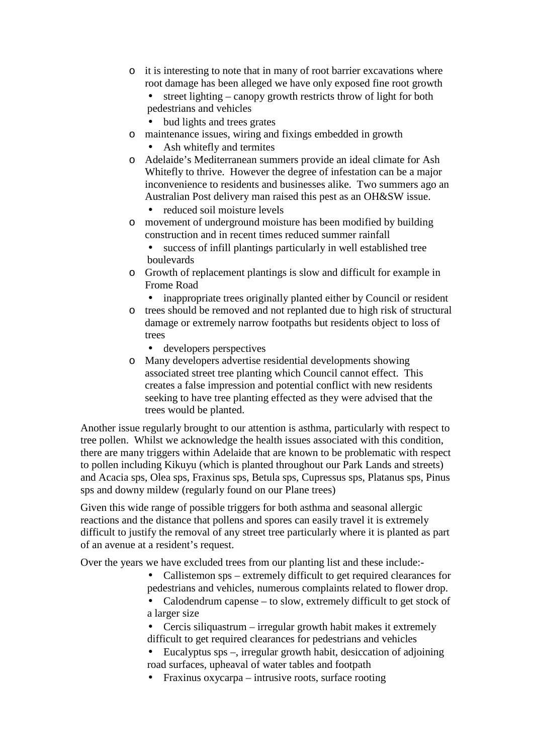- it is interesting to note that in many of root barrier excavations where root damage has been alleged we have only exposed fine root growth
  - street lighting – canopy growth restricts throw of light for both pedestrians and vehicles
  - bud lights and trees grates
- maintenance issues, wiring and fixings embedded in growth
  - Ash whitefly and termites
- Adelaide's Mediterranean summers provide an ideal climate for Ash Whitefly to thrive. However the degree of infestation can be a major inconvenience to residents and businesses alike. Two summers ago an Australian Post delivery man raised this pest as an OH&SW issue.
  - reduced soil moisture levels
- movement of underground moisture has been modified by building construction and in recent times reduced summer rainfall
  - success of infill plantings particularly in well established tree boulevards
- Growth of replacement plantings is slow and difficult for example in Frome Road
  - inappropriate trees originally planted either by Council or resident
- trees should be removed and not replanted due to high risk of structural damage or extremely narrow footpaths but residents object to loss of trees
  - developers perspectives
- Many developers advertise residential developments showing associated street tree planting which Council cannot effect. This creates a false impression and potential conflict with new residents seeking to have tree planting effected as they were advised that the trees would be planted.

Another issue regularly brought to our attention is asthma, particularly with respect to tree pollen. Whilst we acknowledge the health issues associated with this condition, there are many triggers within Adelaide that are known to be problematic with respect to pollen including Kikuyu (which is planted throughout our Park Lands and streets) and Acacia sps, Olea sps, Fraxinus sps, Betula sps, Cupressus sps, Platanus sps, Pinus sps and downy mildew (regularly found on our Plane trees)

Given this wide range of possible triggers for both asthma and seasonal allergic reactions and the distance that pollens and spores can easily travel it is extremely difficult to justify the removal of any street tree particularly where it is planted as part of an avenue at a resident's request.

Over the years we have excluded trees from our planting list and these include:-

- Callistemon sps – extremely difficult to get required clearances for pedestrians and vehicles, numerous complaints related to flower drop.
- Calodendrum capense – to slow, extremely difficult to get stock of a larger size
- Cercis siliquastrum – irregular growth habit makes it extremely difficult to get required clearances for pedestrians and vehicles
- Eucalyptus sps –, irregular growth habit, desiccation of adjoining road surfaces, upheaval of water tables and footpath
- Fraxinus oxycarpa – intrusive roots, surface rooting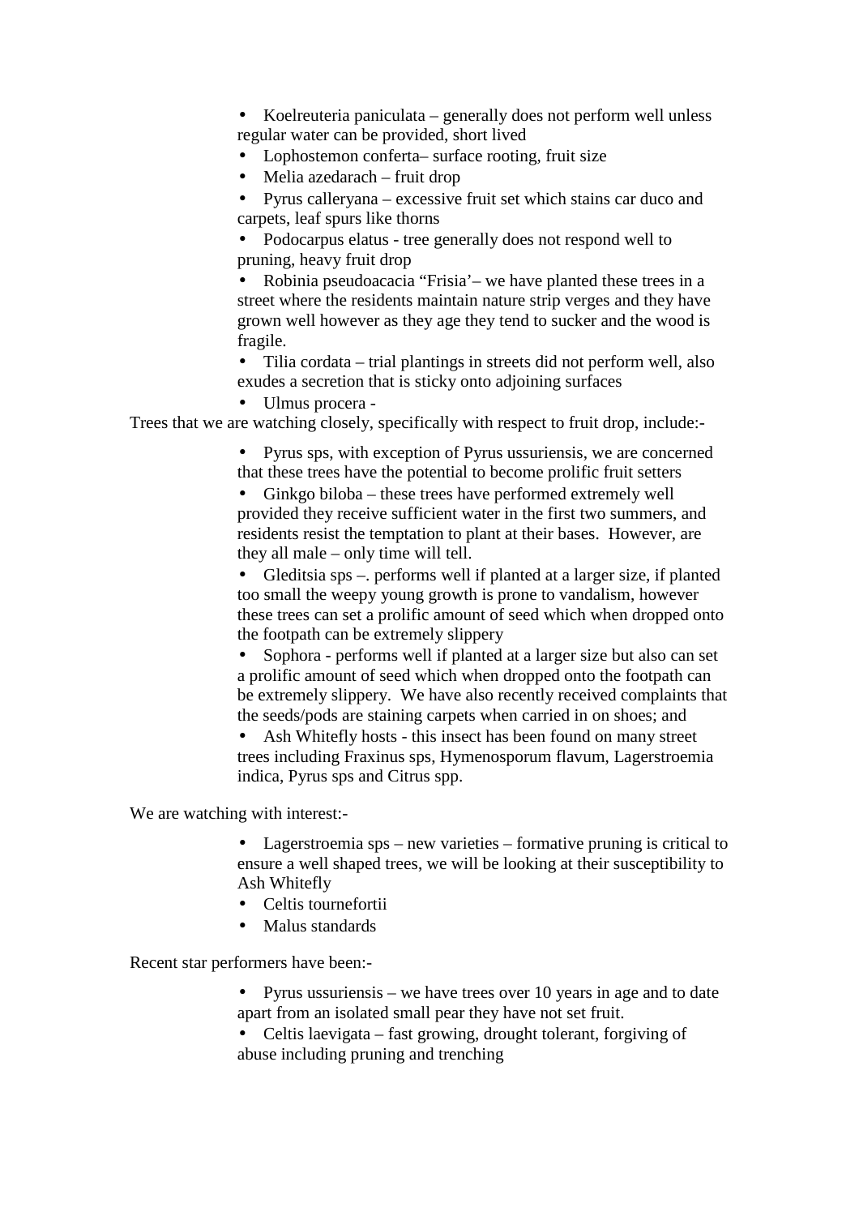- Koelreuteria paniculata – generally does not perform well unless regular water can be provided, short lived
- Lophostemon conferta– surface rooting, fruit size
- Melia azedarach – fruit drop
- Pyrus calleryana – excessive fruit set which stains car duco and carpets, leaf spurs like thorns
- Podocarpus elatus - tree generally does not respond well to pruning, heavy fruit drop
- Robinia pseudoacacia "Frisia'– we have planted these trees in a street where the residents maintain nature strip verges and they have grown well however as they age they tend to sucker and the wood is fragile.
- Tilia cordata – trial plantings in streets did not perform well, also exudes a secretion that is sticky onto adjoining surfaces
- Ulmus procera -

Trees that we are watching closely, specifically with respect to fruit drop, include:-

- Pyrus sps, with exception of Pyrus ussuriensis, we are concerned that these trees have the potential to become prolific fruit setters
- Ginkgo biloba – these trees have performed extremely well provided they receive sufficient water in the first two summers, and residents resist the temptation to plant at their bases. However, are they all male – only time will tell.
- Gleditsia sps –. performs well if planted at a larger size, if planted too small the weepy young growth is prone to vandalism, however these trees can set a prolific amount of seed which when dropped onto the footpath can be extremely slippery
- Sophora - performs well if planted at a larger size but also can set a prolific amount of seed which when dropped onto the footpath can be extremely slippery. We have also recently received complaints that the seeds/pods are staining carpets when carried in on shoes; and
- Ash Whitefly hosts - this insect has been found on many street trees including Fraxinus sps, Hymenosporum flavum, Lagerstroemia indica, Pyrus sps and Citrus spp.

We are watching with interest:-

- Lagerstroemia sps – new varieties – formative pruning is critical to ensure a well shaped trees, we will be looking at their susceptibility to Ash Whitefly
- Celtis tournefortii
- Malus standards

Recent star performers have been:-

- Pyrus ussuriensis – we have trees over 10 years in age and to date apart from an isolated small pear they have not set fruit.
- Celtis laevigata – fast growing, drought tolerant, forgiving of abuse including pruning and trenching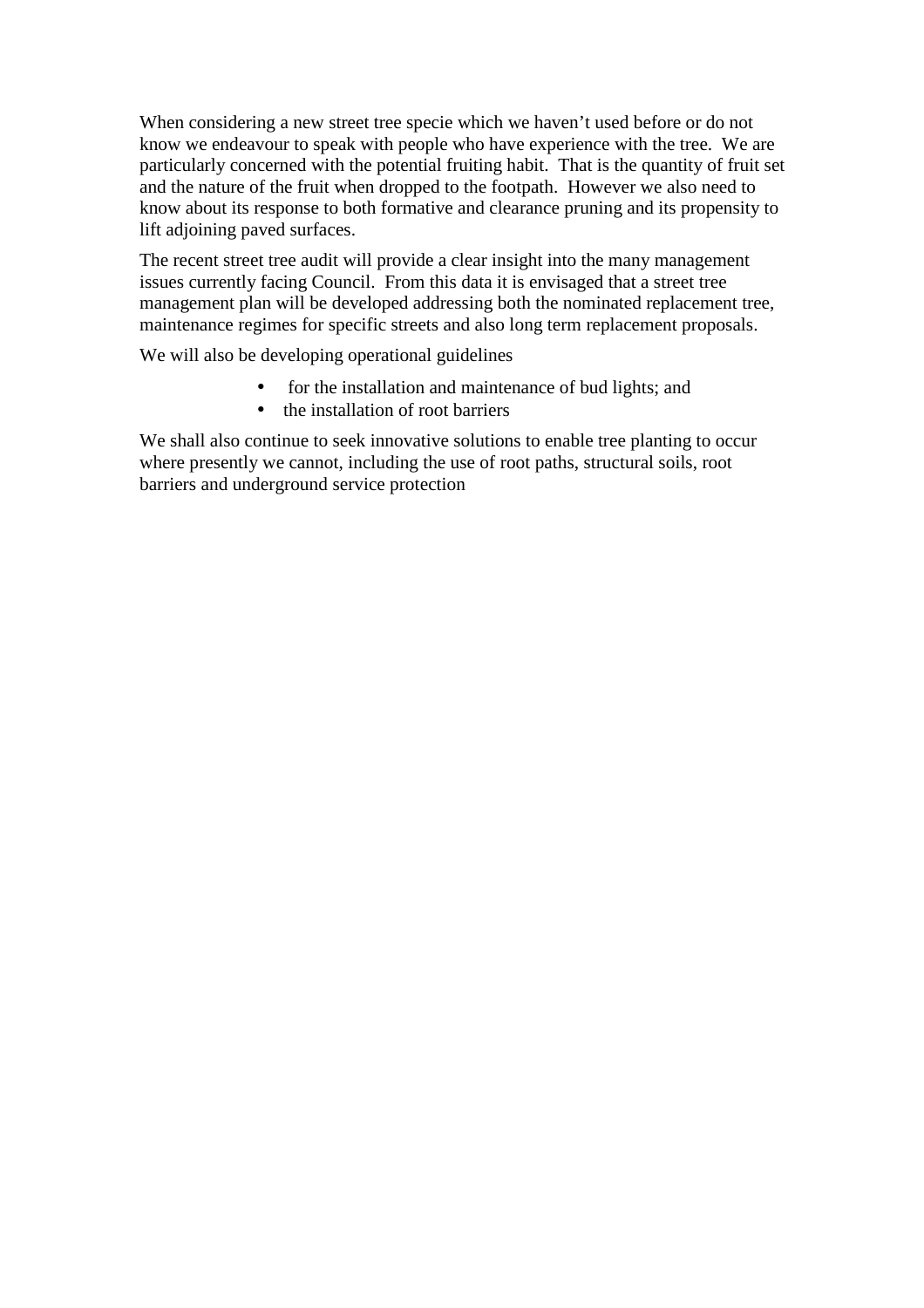When considering a new street tree specie which we haven't used before or do not know we endeavour to speak with people who have experience with the tree. We are particularly concerned with the potential fruiting habit. That is the quantity of fruit set and the nature of the fruit when dropped to the footpath. However we also need to know about its response to both formative and clearance pruning and its propensity to lift adjoining paved surfaces.

The recent street tree audit will provide a clear insight into the many management issues currently facing Council. From this data it is envisaged that a street tree management plan will be developed addressing both the nominated replacement tree, maintenance regimes for specific streets and also long term replacement proposals.

We will also be developing operational guidelines

- for the installation and maintenance of bud lights; and
- the installation of root barriers

We shall also continue to seek innovative solutions to enable tree planting to occur where presently we cannot, including the use of root paths, structural soils, root barriers and underground service protection